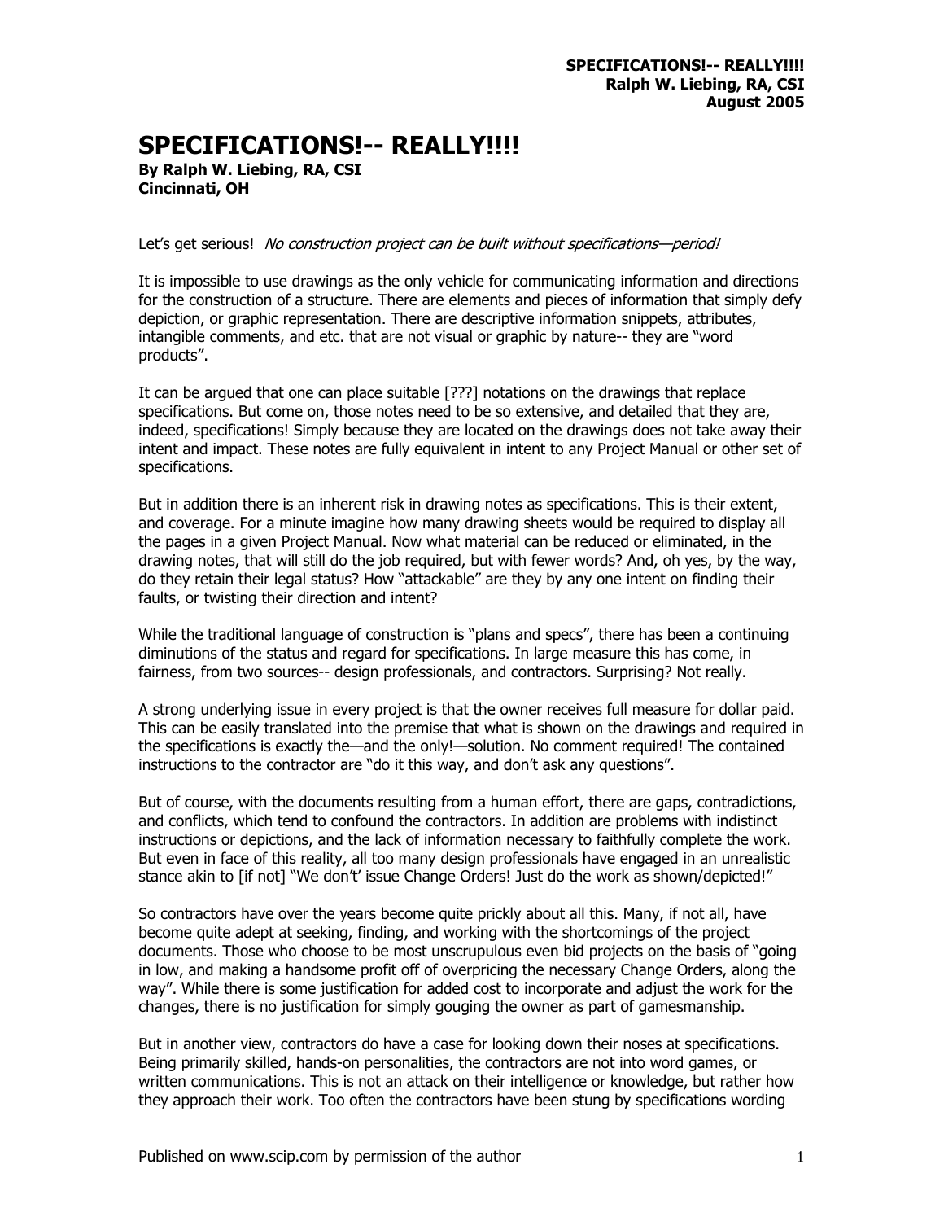# SPECIFICATIONS!-- REALLY!!!!

**By Ralph W. Liebing, RA, CSI**
**Cincinnati, OH**

Let's get serious! *No construction project can be built without specifications—period!*

It is impossible to use drawings as the only vehicle for communicating information and directions for the construction of a structure. There are elements and pieces of information that simply defy depiction, or graphic representation. There are descriptive information snippets, attributes, intangible comments, and etc. that are not visual or graphic by nature-- they are "word products".

It can be argued that one can place suitable [???] notations on the drawings that replace specifications. But come on, those notes need to be so extensive, and detailed that they are, indeed, specifications! Simply because they are located on the drawings does not take away their intent and impact. These notes are fully equivalent in intent to any Project Manual or other set of specifications.

But in addition there is an inherent risk in drawing notes as specifications. This is their extent, and coverage. For a minute imagine how many drawing sheets would be required to display all the pages in a given Project Manual. Now what material can be reduced or eliminated, in the drawing notes, that will still do the job required, but with fewer words? And, oh yes, by the way, do they retain their legal status? How "attackable" are they by any one intent on finding their faults, or twisting their direction and intent?

While the traditional language of construction is "plans and specs", there has been a continuing diminutions of the status and regard for specifications. In large measure this has come, in fairness, from two sources-- design professionals, and contractors. Surprising? Not really.

A strong underlying issue in every project is that the owner receives full measure for dollar paid. This can be easily translated into the premise that what is shown on the drawings and required in the specifications is exactly the—and the only!—solution. No comment required! The contained instructions to the contractor are "do it this way, and don't ask any questions".

But of course, with the documents resulting from a human effort, there are gaps, contradictions, and conflicts, which tend to confound the contractors. In addition are problems with indistinct instructions or depictions, and the lack of information necessary to faithfully complete the work. But even in face of this reality, all too many design professionals have engaged in an unrealistic stance akin to [if not] "We don't' issue Change Orders! Just do the work as shown/depicted!"

So contractors have over the years become quite prickly about all this. Many, if not all, have become quite adept at seeking, finding, and working with the shortcomings of the project documents. Those who choose to be most unscrupulous even bid projects on the basis of "going in low, and making a handsome profit off of overpricing the necessary Change Orders, along the way". While there is some justification for added cost to incorporate and adjust the work for the changes, there is no justification for simply gouging the owner as part of gamesmanship.

But in another view, contractors do have a case for looking down their noses at specifications. Being primarily skilled, hands-on personalities, the contractors are not into word games, or written communications. This is not an attack on their intelligence or knowledge, but rather how they approach their work. Too often the contractors have been stung by specifications wording

Published on www.scip.com by permission of the author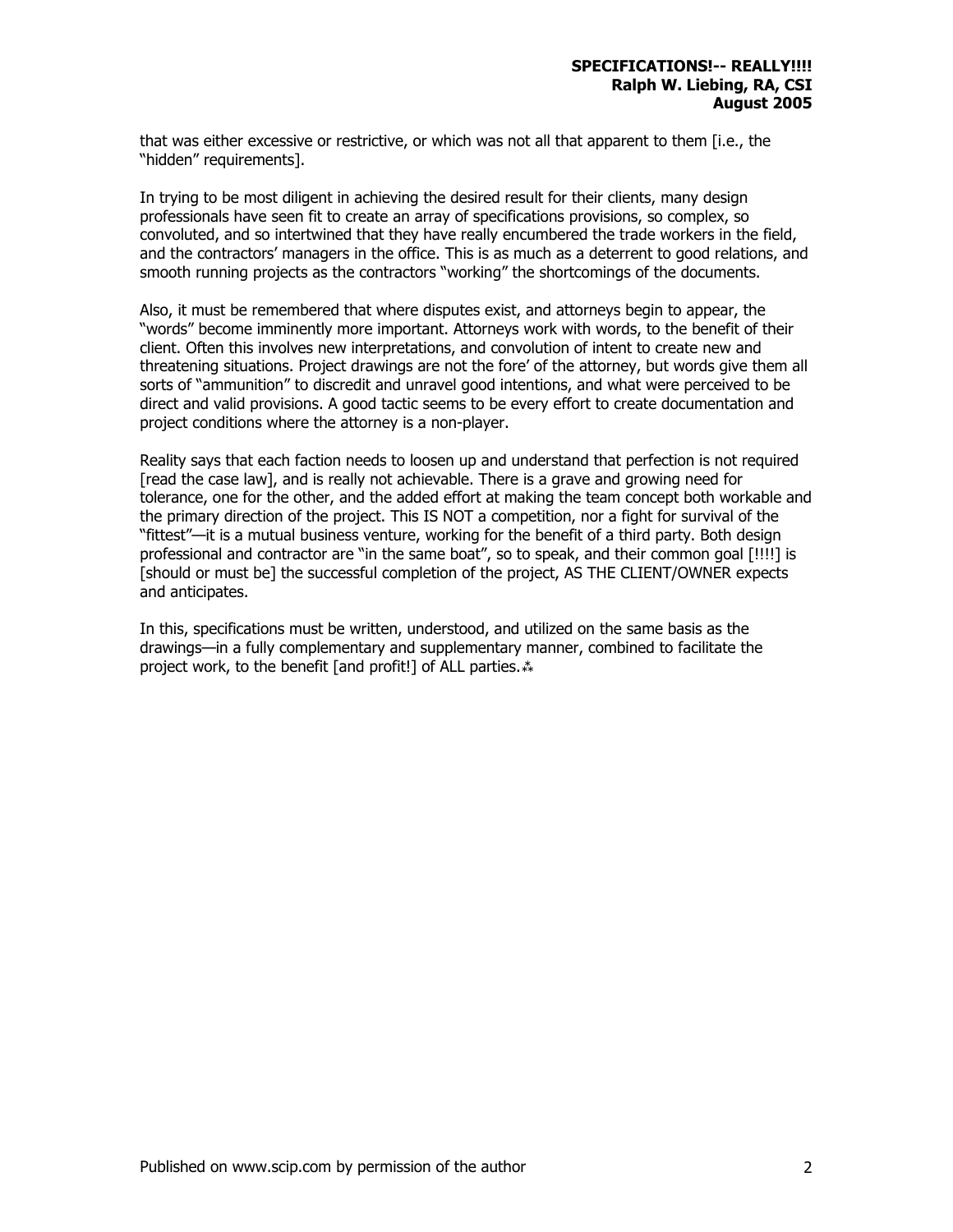that was either excessive or restrictive, or which was not all that apparent to them [i.e., the "hidden" requirements].

In trying to be most diligent in achieving the desired result for their clients, many design professionals have seen fit to create an array of specifications provisions, so complex, so convoluted, and so intertwined that they have really encumbered the trade workers in the field, and the contractors' managers in the office. This is as much as a deterrent to good relations, and smooth running projects as the contractors "working" the shortcomings of the documents.

Also, it must be remembered that where disputes exist, and attorneys begin to appear, the "words" become imminently more important. Attorneys work with words, to the benefit of their client. Often this involves new interpretations, and convolution of intent to create new and threatening situations. Project drawings are not the fore' of the attorney, but words give them all sorts of "ammunition" to discredit and unravel good intentions, and what were perceived to be direct and valid provisions. A good tactic seems to be every effort to create documentation and project conditions where the attorney is a non-player.

Reality says that each faction needs to loosen up and understand that perfection is not required [read the case law], and is really not achievable. There is a grave and growing need for tolerance, one for the other, and the added effort at making the team concept both workable and the primary direction of the project. This IS NOT a competition, nor a fight for survival of the "fittest"—it is a mutual business venture, working for the benefit of a third party. Both design professional and contractor are "in the same boat", so to speak, and their common goal [!!!!] is [should or must be] the successful completion of the project, AS THE CLIENT/OWNER expects and anticipates.

In this, specifications must be written, understood, and utilized on the same basis as the drawings—in a fully complementary and supplementary manner, combined to facilitate the project work, to the benefit [and profit!] of ALL parties.⁂

Published on www.scip.com by permission of the author